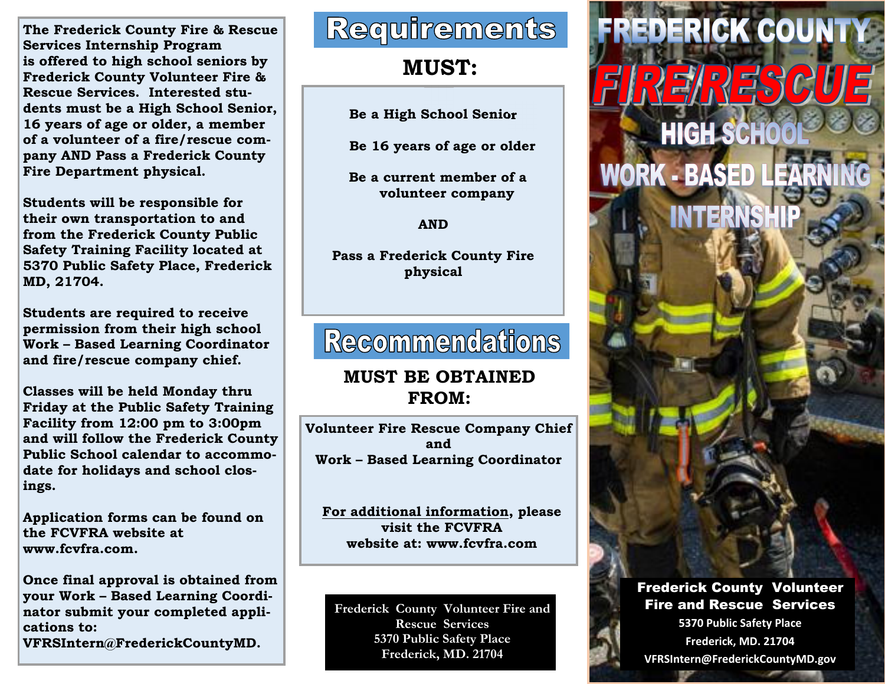The Frederick County Fire & Rescue Services Internship Program is offered to high school seniors by Frederick County Volunteer Fire & Rescue Services. Interested students must be a High School Senior, 16 years of age or older, a member of a volunteer of a fire/rescue company AND Pass a Frederick County Fire Department physical.

Students will be responsible for their own transportation to and from the Frederick County Public Safety Training Facility located at 5370 Public Safety Place, Frederick MD, 21704.

Students are required to receive permission from their high school Work – Based Learning Coordinator and fire/rescue company chief.

Classes will be held Monday thru Friday at the Public Safety Training Facility from 12:00 pm to 3:00pm and will follow the Frederick County Public School calendar to accommodate for holidays and school closings.

Application forms can be found on the FCVFRA website at www.fcvfra.com.

Once final approval is obtained from your Work – Based Learning Coordinator submit your completed applications to: VFRSIntern@FrederickCountyMD.

# Requirements

## MUST:

Be a High School Senior

Be 16 years of age or older

Be a current member of a volunteer company

AND

Pass a Frederick County Fire physical

# Recommendations

## MUST BE OBTAINED FROM:

Volunteer Fire Rescue Company Chief
and
Work – Based Learning Coordinator

For additional information, please visit the FCVFRA website at: www.fcvfra.com

Frederick County Volunteer Fire and Rescue Services
5370 Public Safety Place
Frederick, MD. 21704

# FREDERICK COUNTY FIRE/RESCUE HIGH SCHOOL WORK - BASED LEARNING INTERNSHIP

**Frederick County Volunteer Fire and Rescue Services**
5370 Public Safety Place
Frederick, MD. 21704
VFRSIntern@FrederickCountyMD.gov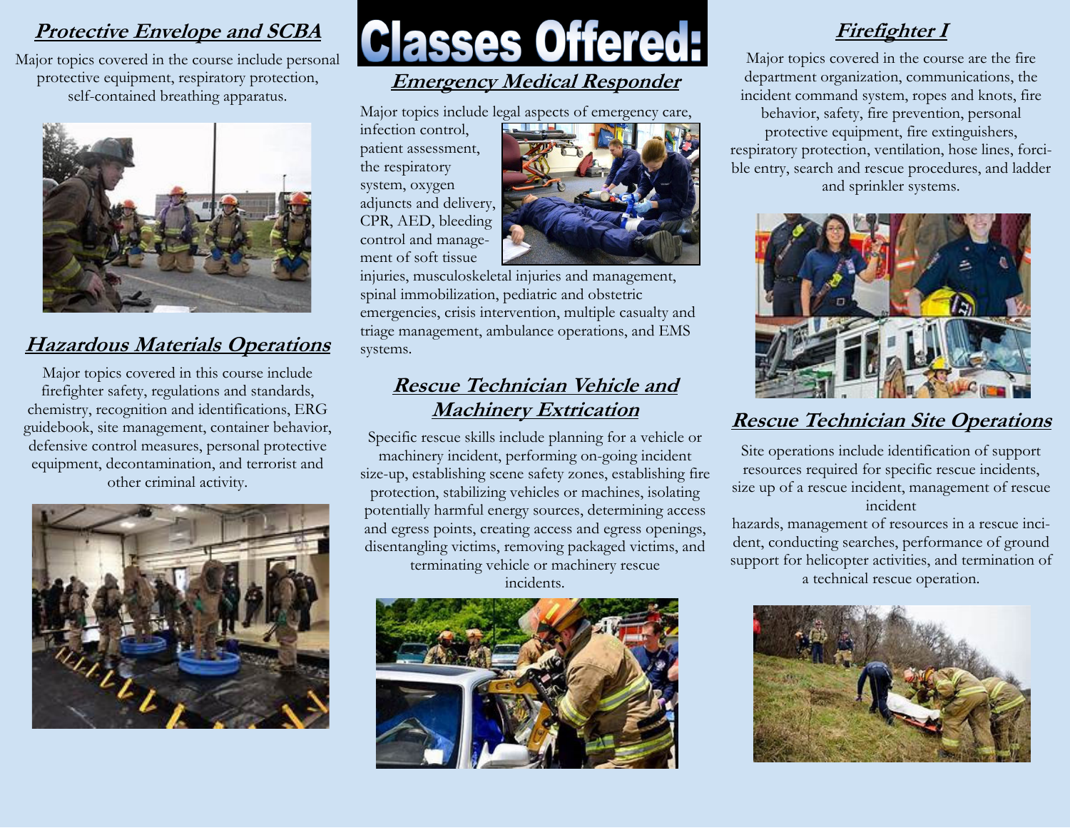# Classes Offered:

## Protective Envelope and SCBA

Major topics covered in the course include personal protective equipment, respiratory protection, self-contained breathing apparatus.

## Hazardous Materials Operations

Major topics covered in this course include firefighter safety, regulations and standards, chemistry, recognition and identifications, ERG guidebook, site management, container behavior, defensive control measures, personal protective equipment, decontamination, and terrorist and other criminal activity.

## Emergency Medical Responder

Major topics include legal aspects of emergency care, infection control, patient assessment, the respiratory system, oxygen adjuncts and delivery, CPR, AED, bleeding control and management of soft tissue injuries, musculoskeletal injuries and management, spinal immobilization, pediatric and obstetric emergencies, crisis intervention, multiple casualty and triage management, ambulance operations, and EMS systems.

## Rescue Technician Vehicle and Machinery Extrication

Specific rescue skills include planning for a vehicle or machinery incident, performing on-going incident size-up, establishing scene safety zones, establishing fire protection, stabilizing vehicles or machines, isolating potentially harmful energy sources, determining access and egress points, creating access and egress openings, disentangling victims, removing packaged victims, and terminating vehicle or machinery rescue incidents.

## Firefighter I

Major topics covered in the course are the fire department organization, communications, the incident command system, ropes and knots, fire behavior, safety, fire prevention, personal protective equipment, fire extinguishers, respiratory protection, ventilation, hose lines, forcible entry, search and rescue procedures, and ladder and sprinkler systems.

## Rescue Technician Site Operations

Site operations include identification of support resources required for specific rescue incidents, size up of a rescue incident, management of rescue incident hazards, management of resources in a rescue incident, conducting searches, performance of ground support for helicopter activities, and termination of a technical rescue operation.